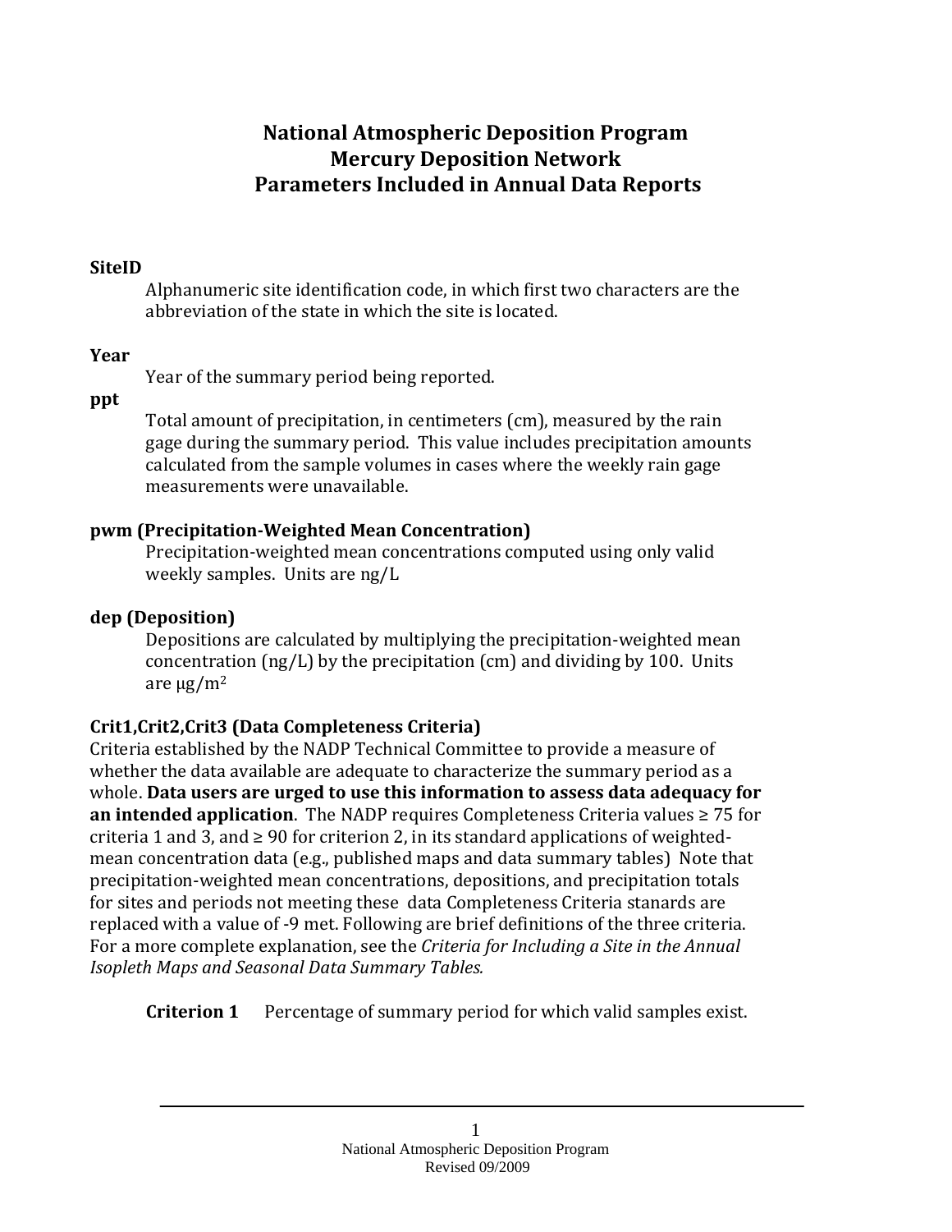# National Atmospheric Deposition Program
# Mercury Deposition Network
# Parameters Included in Annual Data Reports

**SiteID**

Alphanumeric site identification code, in which first two characters are the abbreviation of the state in which the site is located.

**Year**

Year of the summary period being reported.

**ppt**

Total amount of precipitation, in centimeters (cm), measured by the rain gage during the summary period. This value includes precipitation amounts calculated from the sample volumes in cases where the weekly rain gage measurements were unavailable.

**pwm (Precipitation-Weighted Mean Concentration)**

Precipitation-weighted mean concentrations computed using only valid weekly samples. Units are ng/L

**dep (Deposition)**

Depositions are calculated by multiplying the precipitation-weighted mean concentration (ng/L) by the precipitation (cm) and dividing by 100. Units are $\mu g/m^2$

**Crit1,Crit2,Crit3 (Data Completeness Criteria)**

Criteria established by the NADP Technical Committee to provide a measure of whether the data available are adequate to characterize the summary period as a whole. **Data users are urged to use this information to assess data adequacy for an intended application**. The NADP requires Completeness Criteria values ≥ 75 for criteria 1 and 3, and ≥ 90 for criterion 2, in its standard applications of weighted-mean concentration data (e.g., published maps and data summary tables) Note that precipitation-weighted mean concentrations, depositions, and precipitation totals for sites and periods not meeting these data Completeness Criteria stanards are replaced with a value of -9 met. Following are brief definitions of the three criteria. For a more complete explanation, see the *Criteria for Including a Site in the Annual Isopleth Maps and Seasonal Data Summary Tables.*

**Criterion 1** Percentage of summary period for which valid samples exist.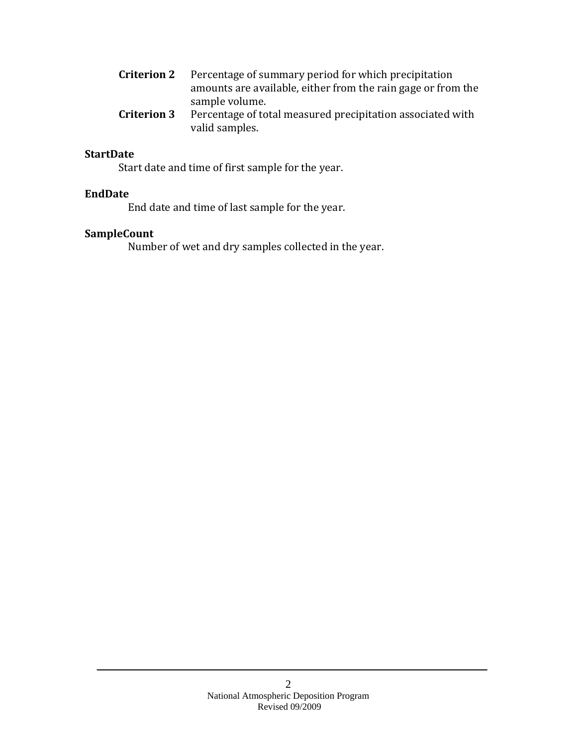**Criterion 2** Percentage of summary period for which precipitation amounts are available, either from the rain gage or from the sample volume.

**Criterion 3** Percentage of total measured precipitation associated with valid samples.

**StartDate**

Start date and time of first sample for the year.

**EndDate**

End date and time of last sample for the year.

**SampleCount**

Number of wet and dry samples collected in the year.